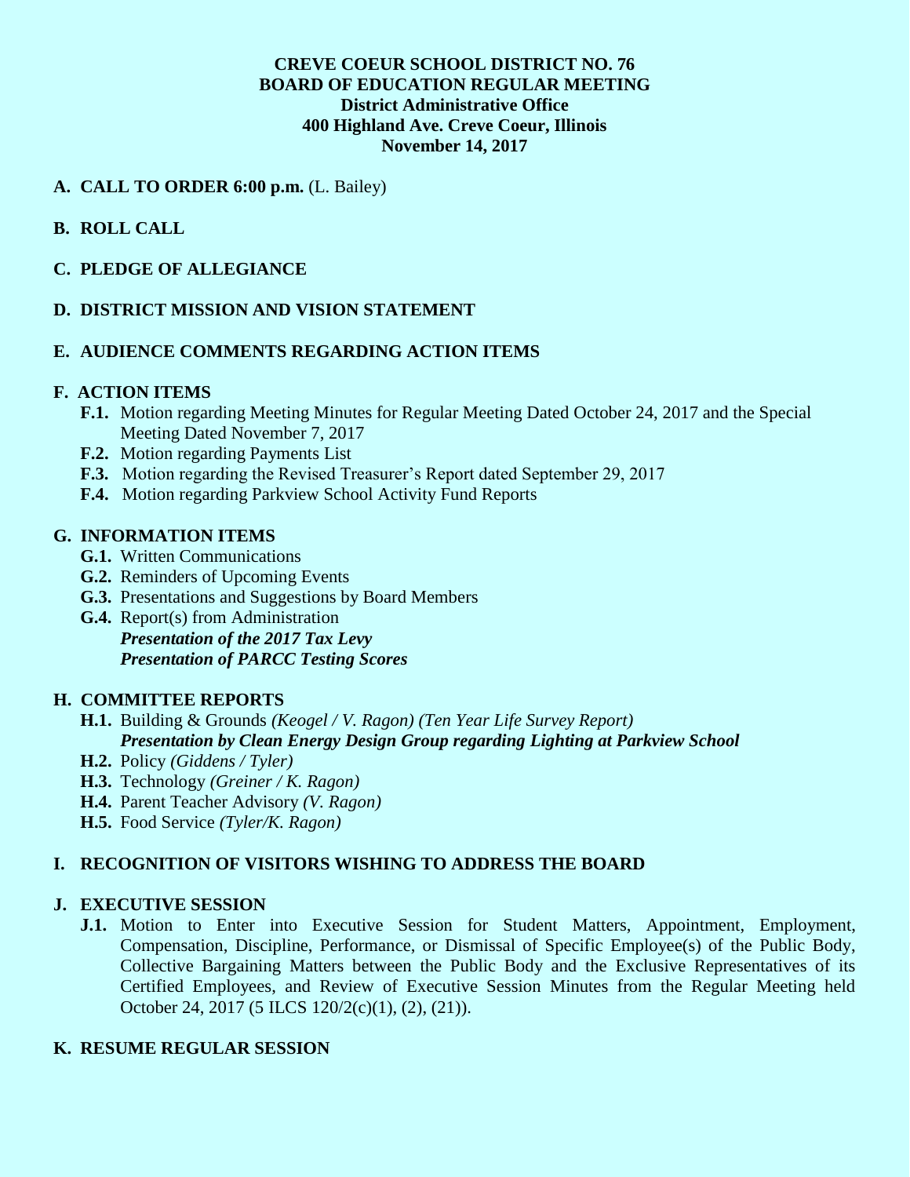**CREVE COEUR SCHOOL DISTRICT NO. 76**
**BOARD OF EDUCATION REGULAR MEETING**
**District Administrative Office**
**400 Highland Ave. Creve Coeur, Illinois**
**November 14, 2017**

**A. CALL TO ORDER 6:00 p.m.** (L. Bailey)

**B. ROLL CALL**

**C. PLEDGE OF ALLEGIANCE**

**D. DISTRICT MISSION AND VISION STATEMENT**

**E. AUDIENCE COMMENTS REGARDING ACTION ITEMS**

**F. ACTION ITEMS**

- **F.1.** Motion regarding Meeting Minutes for Regular Meeting Dated October 24, 2017 and the Special Meeting Dated November 7, 2017
- **F.2.** Motion regarding Payments List
- **F.3.** Motion regarding the Revised Treasurer's Report dated September 29, 2017
- **F.4.** Motion regarding Parkview School Activity Fund Reports

**G. INFORMATION ITEMS**

- **G.1.** Written Communications
- **G.2.** Reminders of Upcoming Events
- **G.3.** Presentations and Suggestions by Board Members
- **G.4.** Report(s) from Administration
  ***Presentation of the 2017 Tax Levy***
  ***Presentation of PARCC Testing Scores***

**H. COMMITTEE REPORTS**

- **H.1.** Building & Grounds *(Keogel / V. Ragon) (Ten Year Life Survey Report)*
  ***Presentation by Clean Energy Design Group regarding Lighting at Parkview School***
- **H.2.** Policy *(Giddens / Tyler)*
- **H.3.** Technology *(Greiner / K. Ragon)*
- **H.4.** Parent Teacher Advisory *(V. Ragon)*
- **H.5.** Food Service *(Tyler/K. Ragon)*

**I. RECOGNITION OF VISITORS WISHING TO ADDRESS THE BOARD**

**J. EXECUTIVE SESSION**

- **J.1.** Motion to Enter into Executive Session for Student Matters, Appointment, Employment, Compensation, Discipline, Performance, or Dismissal of Specific Employee(s) of the Public Body, Collective Bargaining Matters between the Public Body and the Exclusive Representatives of its Certified Employees, and Review of Executive Session Minutes from the Regular Meeting held October 24, 2017 (5 ILCS 120/2(c)(1), (2), (21)).

**K. RESUME REGULAR SESSION**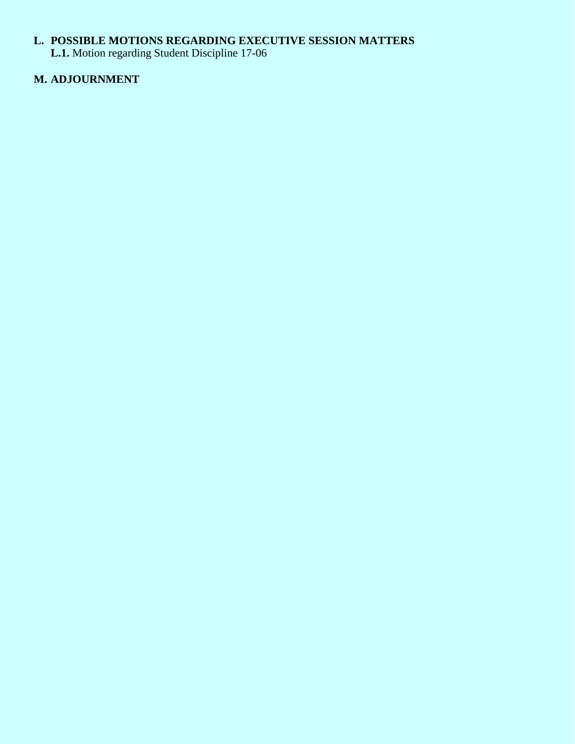## L. POSSIBLE MOTIONS REGARDING EXECUTIVE SESSION MATTERS

**L.1.** Motion regarding Student Discipline 17-06

## M. ADJOURNMENT